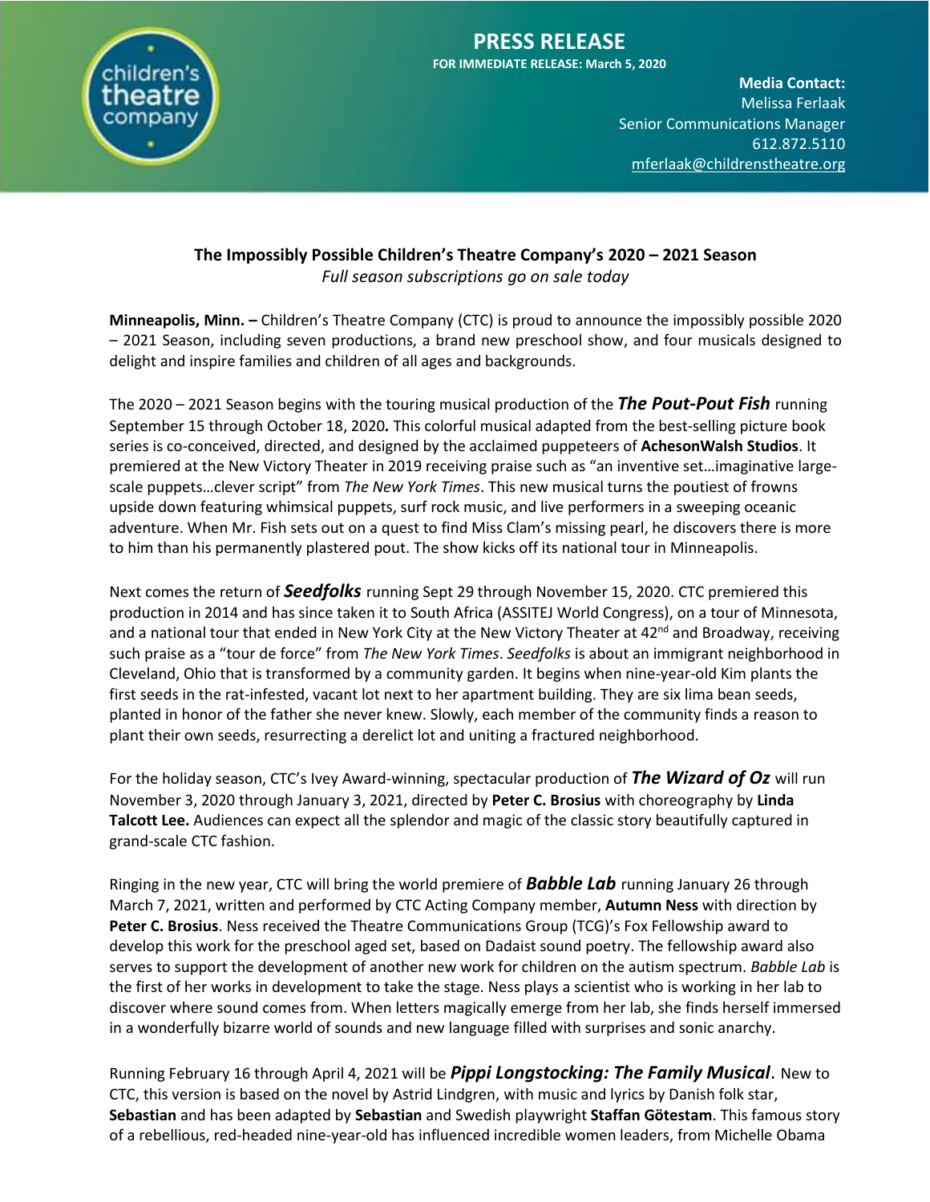children's theatre company

# PRESS RELEASE

**FOR IMMEDIATE RELEASE: March 5, 2020**

**Media Contact:**
Melissa Ferlaak
Senior Communications Manager
612.872.5110
mferlaak@childrenstheatre.org

## The Impossibly Possible Children's Theatre Company's 2020 – 2021 Season

*Full season subscriptions go on sale today*

**Minneapolis, Minn. –** Children's Theatre Company (CTC) is proud to announce the impossibly possible 2020 – 2021 Season, including seven productions, a brand new preschool show, and four musicals designed to delight and inspire families and children of all ages and backgrounds.

The 2020 – 2021 Season begins with the touring musical production of the ***The Pout-Pout Fish*** running September 15 through October 18, 2020*.* This colorful musical adapted from the best-selling picture book series is co-conceived, directed, and designed by the acclaimed puppeteers of **AchesonWalsh Studios**. It premiered at the New Victory Theater in 2019 receiving praise such as "an inventive set…imaginative large-scale puppets…clever script" from *The New York Times*. This new musical turns the poutiest of frowns upside down featuring whimsical puppets, surf rock music, and live performers in a sweeping oceanic adventure. When Mr. Fish sets out on a quest to find Miss Clam's missing pearl, he discovers there is more to him than his permanently plastered pout. The show kicks off its national tour in Minneapolis.

Next comes the return of ***Seedfolks*** running Sept 29 through November 15, 2020. CTC premiered this production in 2014 and has since taken it to South Africa (ASSITEJ World Congress), on a tour of Minnesota, and a national tour that ended in New York City at the New Victory Theater at 42nd and Broadway, receiving such praise as a "tour de force" from *The New York Times*. *Seedfolks* is about an immigrant neighborhood in Cleveland, Ohio that is transformed by a community garden. It begins when nine-year-old Kim plants the first seeds in the rat-infested, vacant lot next to her apartment building. They are six lima bean seeds, planted in honor of the father she never knew. Slowly, each member of the community finds a reason to plant their own seeds, resurrecting a derelict lot and uniting a fractured neighborhood.

For the holiday season, CTC's Ivey Award-winning, spectacular production of ***The Wizard of Oz*** will run November 3, 2020 through January 3, 2021, directed by **Peter C. Brosius** with choreography by **Linda Talcott Lee.** Audiences can expect all the splendor and magic of the classic story beautifully captured in grand-scale CTC fashion.

Ringing in the new year, CTC will bring the world premiere of ***Babble Lab*** running January 26 through March 7, 2021, written and performed by CTC Acting Company member, **Autumn Ness** with direction by **Peter C. Brosius**. Ness received the Theatre Communications Group (TCG)'s Fox Fellowship award to develop this work for the preschool aged set, based on Dadaist sound poetry. The fellowship award also serves to support the development of another new work for children on the autism spectrum. *Babble Lab* is the first of her works in development to take the stage. Ness plays a scientist who is working in her lab to discover where sound comes from. When letters magically emerge from her lab, she finds herself immersed in a wonderfully bizarre world of sounds and new language filled with surprises and sonic anarchy.

Running February 16 through April 4, 2021 will be ***Pippi Longstocking: The Family Musical***. New to CTC, this version is based on the novel by Astrid Lindgren, with music and lyrics by Danish folk star, **Sebastian** and has been adapted by **Sebastian** and Swedish playwright **Staffan Götestam**. This famous story of a rebellious, red-headed nine-year-old has influenced incredible women leaders, from Michelle Obama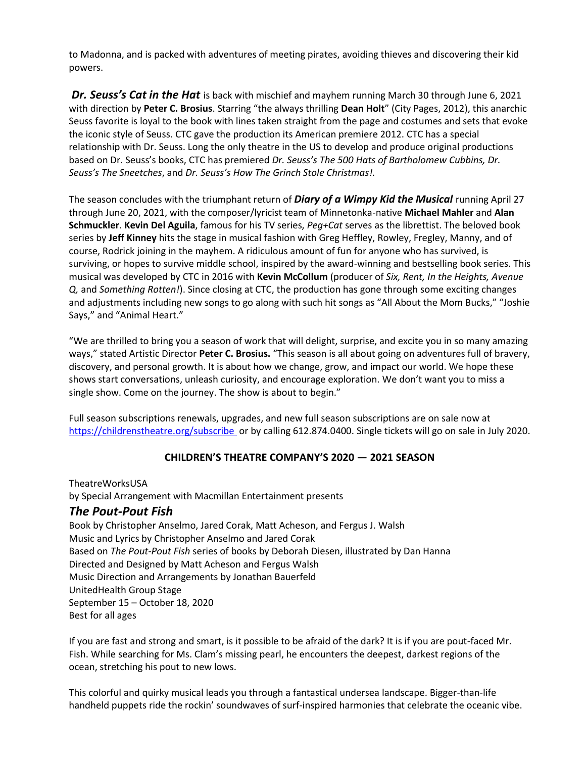to Madonna, and is packed with adventures of meeting pirates, avoiding thieves and discovering their kid powers.

***Dr. Seuss's Cat in the Hat*** is back with mischief and mayhem running March 30 through June 6, 2021 with direction by **Peter C. Brosius**. Starring "the always thrilling **Dean Holt**" (City Pages, 2012), this anarchic Seuss favorite is loyal to the book with lines taken straight from the page and costumes and sets that evoke the iconic style of Seuss. CTC gave the production its American premiere 2012. CTC has a special relationship with Dr. Seuss. Long the only theatre in the US to develop and produce original productions based on Dr. Seuss's books, CTC has premiered *Dr. Seuss's The 500 Hats of Bartholomew Cubbins, Dr. Seuss's The Sneetches*, and *Dr. Seuss's How The Grinch Stole Christmas!.*

The season concludes with the triumphant return of ***Diary of a Wimpy Kid the Musical*** running April 27 through June 20, 2021, with the composer/lyricist team of Minnetonka-native **Michael Mahler** and **Alan Schmuckler**. **Kevin Del Aguila**, famous for his TV series, *Peg+Cat* serves as the librettist. The beloved book series by **Jeff Kinney** hits the stage in musical fashion with Greg Heffley, Rowley, Fregley, Manny, and of course, Rodrick joining in the mayhem. A ridiculous amount of fun for anyone who has survived, is surviving, or hopes to survive middle school, inspired by the award-winning and bestselling book series. This musical was developed by CTC in 2016 with **Kevin McCollum** (producer of *Six, Rent, In the Heights, Avenue Q,* and *Something Rotten!*). Since closing at CTC, the production has gone through some exciting changes and adjustments including new songs to go along with such hit songs as "All About the Mom Bucks," "Joshie Says," and "Animal Heart."

"We are thrilled to bring you a season of work that will delight, surprise, and excite you in so many amazing ways," stated Artistic Director **Peter C. Brosius.** "This season is all about going on adventures full of bravery, discovery, and personal growth. It is about how we change, grow, and impact our world. We hope these shows start conversations, unleash curiosity, and encourage exploration. We don't want you to miss a single show. Come on the journey. The show is about to begin."

Full season subscriptions renewals, upgrades, and new full season subscriptions are on sale now at https://childrenstheatre.org/subscribe or by calling 612.874.0400. Single tickets will go on sale in July 2020.

**CHILDREN'S THEATRE COMPANY'S 2020 — 2021 SEASON**

TheatreWorksUSA
by Special Arrangement with Macmillan Entertainment presents

## *The Pout-Pout Fish*

Book by Christopher Anselmo, Jared Corak, Matt Acheson, and Fergus J. Walsh
Music and Lyrics by Christopher Anselmo and Jared Corak
Based on *The Pout-Pout Fish* series of books by Deborah Diesen, illustrated by Dan Hanna
Directed and Designed by Matt Acheson and Fergus Walsh
Music Direction and Arrangements by Jonathan Bauerfeld
UnitedHealth Group Stage
September 15 – October 18, 2020
Best for all ages

If you are fast and strong and smart, is it possible to be afraid of the dark? It is if you are pout-faced Mr. Fish. While searching for Ms. Clam's missing pearl, he encounters the deepest, darkest regions of the ocean, stretching his pout to new lows.

This colorful and quirky musical leads you through a fantastical undersea landscape. Bigger-than-life handheld puppets ride the rockin' soundwaves of surf-inspired harmonies that celebrate the oceanic vibe.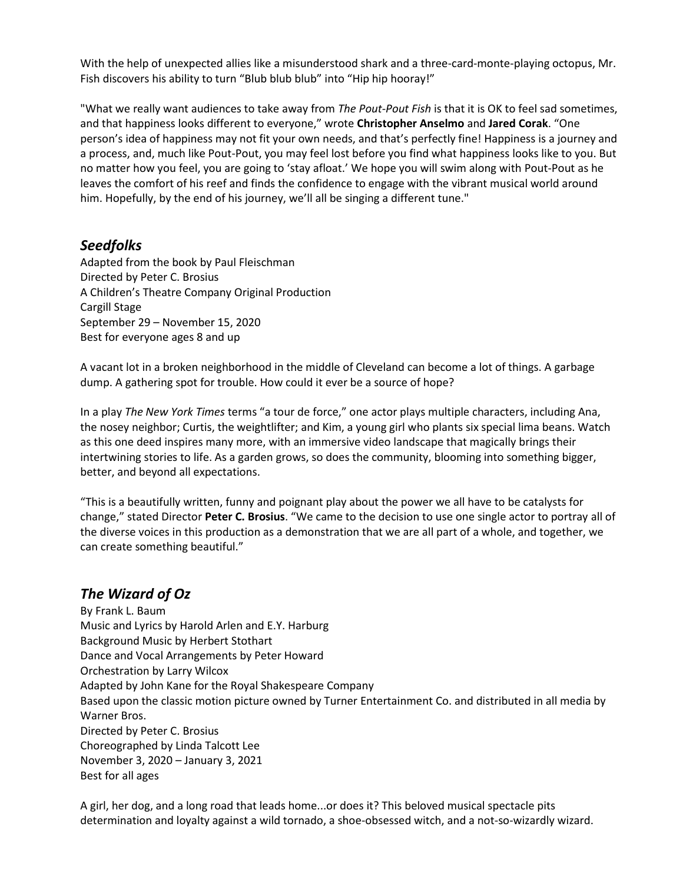With the help of unexpected allies like a misunderstood shark and a three-card-monte-playing octopus, Mr. Fish discovers his ability to turn "Blub blub blub" into "Hip hip hooray!"

"What we really want audiences to take away from *The Pout-Pout Fish* is that it is OK to feel sad sometimes, and that happiness looks different to everyone," wrote **Christopher Anselmo** and **Jared Corak**. "One person's idea of happiness may not fit your own needs, and that's perfectly fine! Happiness is a journey and a process, and, much like Pout-Pout, you may feel lost before you find what happiness looks like to you. But no matter how you feel, you are going to 'stay afloat.' We hope you will swim along with Pout-Pout as he leaves the comfort of his reef and finds the confidence to engage with the vibrant musical world around him. Hopefully, by the end of his journey, we'll all be singing a different tune."

## *Seedfolks*

Adapted from the book by Paul Fleischman
Directed by Peter C. Brosius
A Children's Theatre Company Original Production
Cargill Stage
September 29 – November 15, 2020
Best for everyone ages 8 and up

A vacant lot in a broken neighborhood in the middle of Cleveland can become a lot of things. A garbage dump. A gathering spot for trouble. How could it ever be a source of hope?

In a play *The New York Times* terms "a tour de force," one actor plays multiple characters, including Ana, the nosey neighbor; Curtis, the weightlifter; and Kim, a young girl who plants six special lima beans. Watch as this one deed inspires many more, with an immersive video landscape that magically brings their intertwining stories to life. As a garden grows, so does the community, blooming into something bigger, better, and beyond all expectations.

"This is a beautifully written, funny and poignant play about the power we all have to be catalysts for change," stated Director **Peter C. Brosius**. "We came to the decision to use one single actor to portray all of the diverse voices in this production as a demonstration that we are all part of a whole, and together, we can create something beautiful."

## *The Wizard of Oz*

By Frank L. Baum
Music and Lyrics by Harold Arlen and E.Y. Harburg
Background Music by Herbert Stothart
Dance and Vocal Arrangements by Peter Howard
Orchestration by Larry Wilcox
Adapted by John Kane for the Royal Shakespeare Company
Based upon the classic motion picture owned by Turner Entertainment Co. and distributed in all media by Warner Bros.
Directed by Peter C. Brosius
Choreographed by Linda Talcott Lee
November 3, 2020 – January 3, 2021
Best for all ages

A girl, her dog, and a long road that leads home...or does it? This beloved musical spectacle pits determination and loyalty against a wild tornado, a shoe-obsessed witch, and a not-so-wizardly wizard.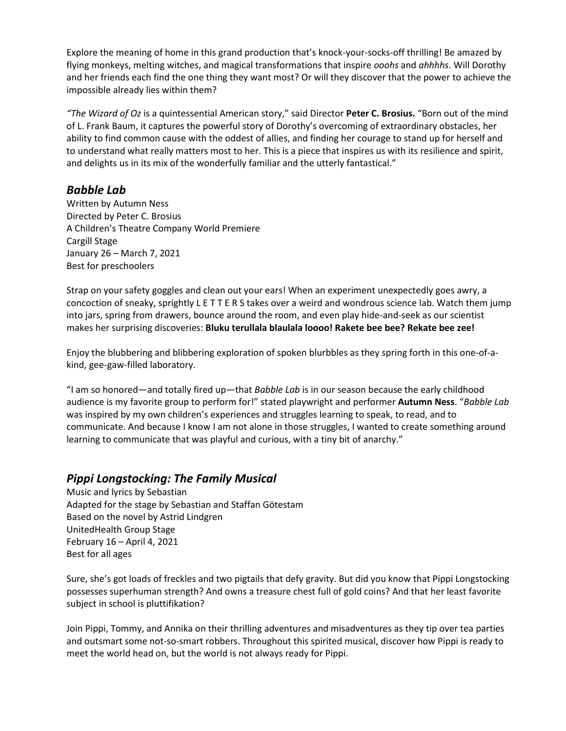Explore the meaning of home in this grand production that's knock-your-socks-off thrilling! Be amazed by flying monkeys, melting witches, and magical transformations that inspire *ooohs* and *ahhhhs*. Will Dorothy and her friends each find the one thing they want most? Or will they discover that the power to achieve the impossible already lies within them?

*"The Wizard of Oz* is a quintessential American story," said Director **Peter C. Brosius.** "Born out of the mind of L. Frank Baum, it captures the powerful story of Dorothy's overcoming of extraordinary obstacles, her ability to find common cause with the oddest of allies, and finding her courage to stand up for herself and to understand what really matters most to her. This is a piece that inspires us with its resilience and spirit, and delights us in its mix of the wonderfully familiar and the utterly fantastical."

## *Babble Lab*

Written by Autumn Ness
Directed by Peter C. Brosius
A Children's Theatre Company World Premiere
Cargill Stage
January 26 – March 7, 2021
Best for preschoolers

Strap on your safety goggles and clean out your ears! When an experiment unexpectedly goes awry, a concoction of sneaky, sprightly L E T T E R S takes over a weird and wondrous science lab. Watch them jump into jars, spring from drawers, bounce around the room, and even play hide-and-seek as our scientist makes her surprising discoveries: **Bluku terullala blaulala loooo! Rakete bee bee? Rekate bee zee!**

Enjoy the blubbering and blibbering exploration of spoken blurbbles as they spring forth in this one-of-a-kind, gee-gaw-filled laboratory.

"I am so honored—and totally fired up—that *Babble Lab* is in our season because the early childhood audience is my favorite group to perform for!" stated playwright and performer **Autumn Ness**. "*Babble Lab* was inspired by my own children's experiences and struggles learning to speak, to read, and to communicate. And because I know I am not alone in those struggles, I wanted to create something around learning to communicate that was playful and curious, with a tiny bit of anarchy."

## *Pippi Longstocking: The Family Musical*

Music and lyrics by Sebastian
Adapted for the stage by Sebastian and Staffan Götestam
Based on the novel by Astrid Lindgren
UnitedHealth Group Stage
February 16 – April 4, 2021
Best for all ages

Sure, she's got loads of freckles and two pigtails that defy gravity. But did you know that Pippi Longstocking possesses superhuman strength? And owns a treasure chest full of gold coins? And that her least favorite subject in school is pluttifikation?

Join Pippi, Tommy, and Annika on their thrilling adventures and misadventures as they tip over tea parties and outsmart some not-so-smart robbers. Throughout this spirited musical, discover how Pippi is ready to meet the world head on, but the world is not always ready for Pippi.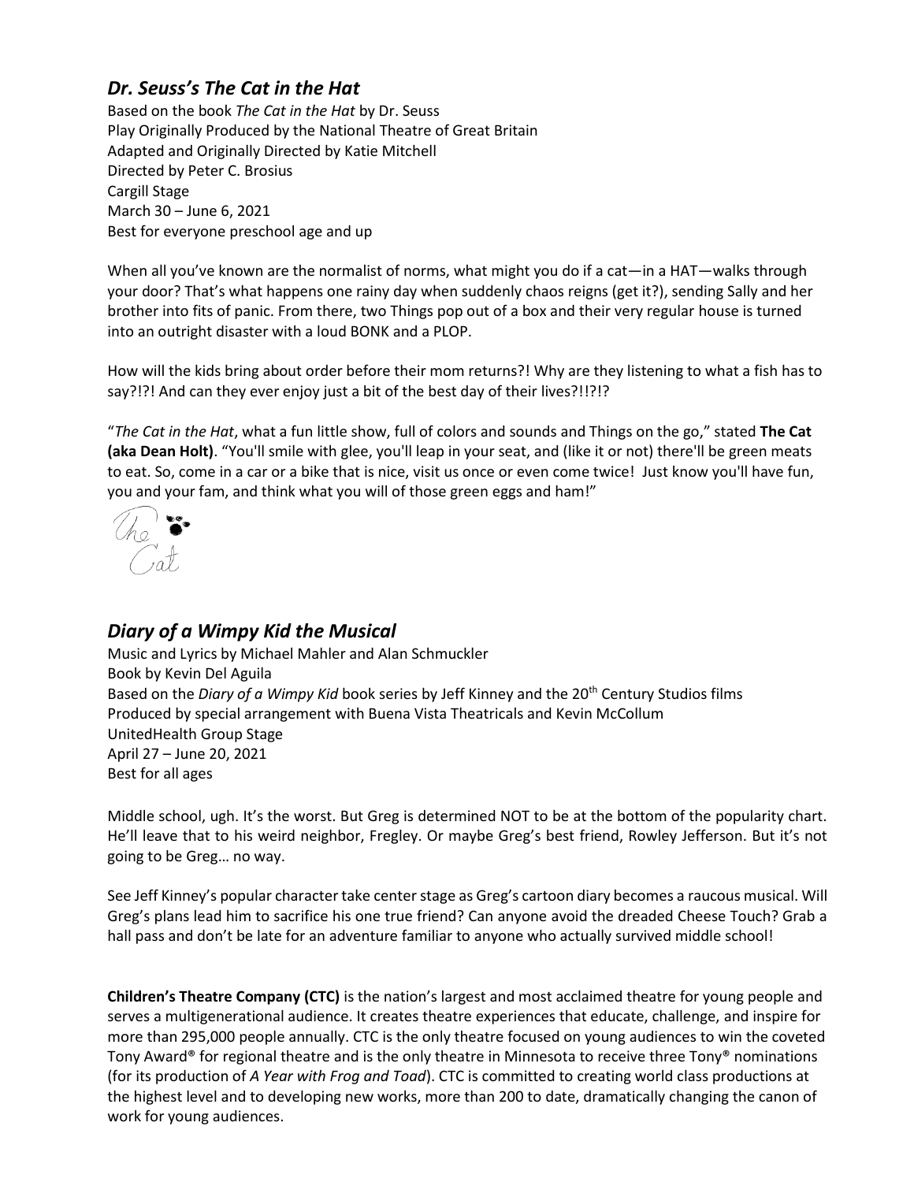## *Dr. Seuss's The Cat in the Hat*

Based on the book *The Cat in the Hat* by Dr. Seuss
Play Originally Produced by the National Theatre of Great Britain
Adapted and Originally Directed by Katie Mitchell
Directed by Peter C. Brosius
Cargill Stage
March 30 – June 6, 2021
Best for everyone preschool age and up

When all you've known are the normalist of norms, what might you do if a cat—in a HAT—walks through your door? That's what happens one rainy day when suddenly chaos reigns (get it?), sending Sally and her brother into fits of panic. From there, two Things pop out of a box and their very regular house is turned into an outright disaster with a loud BONK and a PLOP.

How will the kids bring about order before their mom returns?! Why are they listening to what a fish has to say?!?! And can they ever enjoy just a bit of the best day of their lives?!!?!?

"*The Cat in the Hat*, what a fun little show, full of colors and sounds and Things on the go," stated **The Cat (aka Dean Holt)**. "You'll smile with glee, you'll leap in your seat, and (like it or not) there'll be green meats to eat. So, come in a car or a bike that is nice, visit us once or even come twice! Just know you'll have fun, you and your fam, and think what you will of those green eggs and ham!"

The Cat

## *Diary of a Wimpy Kid the Musical*

Music and Lyrics by Michael Mahler and Alan Schmuckler
Book by Kevin Del Aguila
Based on the *Diary of a Wimpy Kid* book series by Jeff Kinney and the 20th Century Studios films
Produced by special arrangement with Buena Vista Theatricals and Kevin McCollum
UnitedHealth Group Stage
April 27 – June 20, 2021
Best for all ages

Middle school, ugh. It's the worst. But Greg is determined NOT to be at the bottom of the popularity chart. He'll leave that to his weird neighbor, Fregley. Or maybe Greg's best friend, Rowley Jefferson. But it's not going to be Greg… no way.

See Jeff Kinney's popular character take center stage as Greg's cartoon diary becomes a raucous musical. Will Greg's plans lead him to sacrifice his one true friend? Can anyone avoid the dreaded Cheese Touch? Grab a hall pass and don't be late for an adventure familiar to anyone who actually survived middle school!

**Children's Theatre Company (CTC)** is the nation's largest and most acclaimed theatre for young people and serves a multigenerational audience. It creates theatre experiences that educate, challenge, and inspire for more than 295,000 people annually. CTC is the only theatre focused on young audiences to win the coveted Tony Award® for regional theatre and is the only theatre in Minnesota to receive three Tony® nominations (for its production of *A Year with Frog and Toad*). CTC is committed to creating world class productions at the highest level and to developing new works, more than 200 to date, dramatically changing the canon of work for young audiences.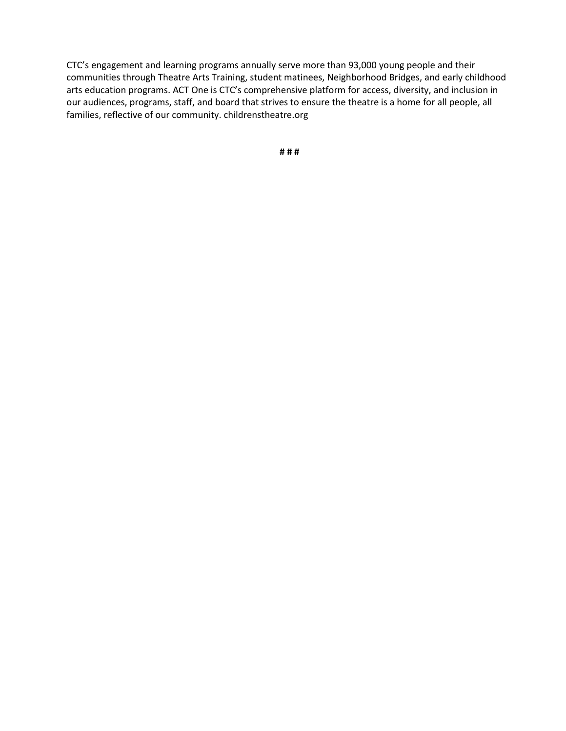CTC's engagement and learning programs annually serve more than 93,000 young people and their communities through Theatre Arts Training, student matinees, Neighborhood Bridges, and early childhood arts education programs. ACT One is CTC's comprehensive platform for access, diversity, and inclusion in our audiences, programs, staff, and board that strives to ensure the theatre is a home for all people, all families, reflective of our community. childrenstheatre.org

**# # #**